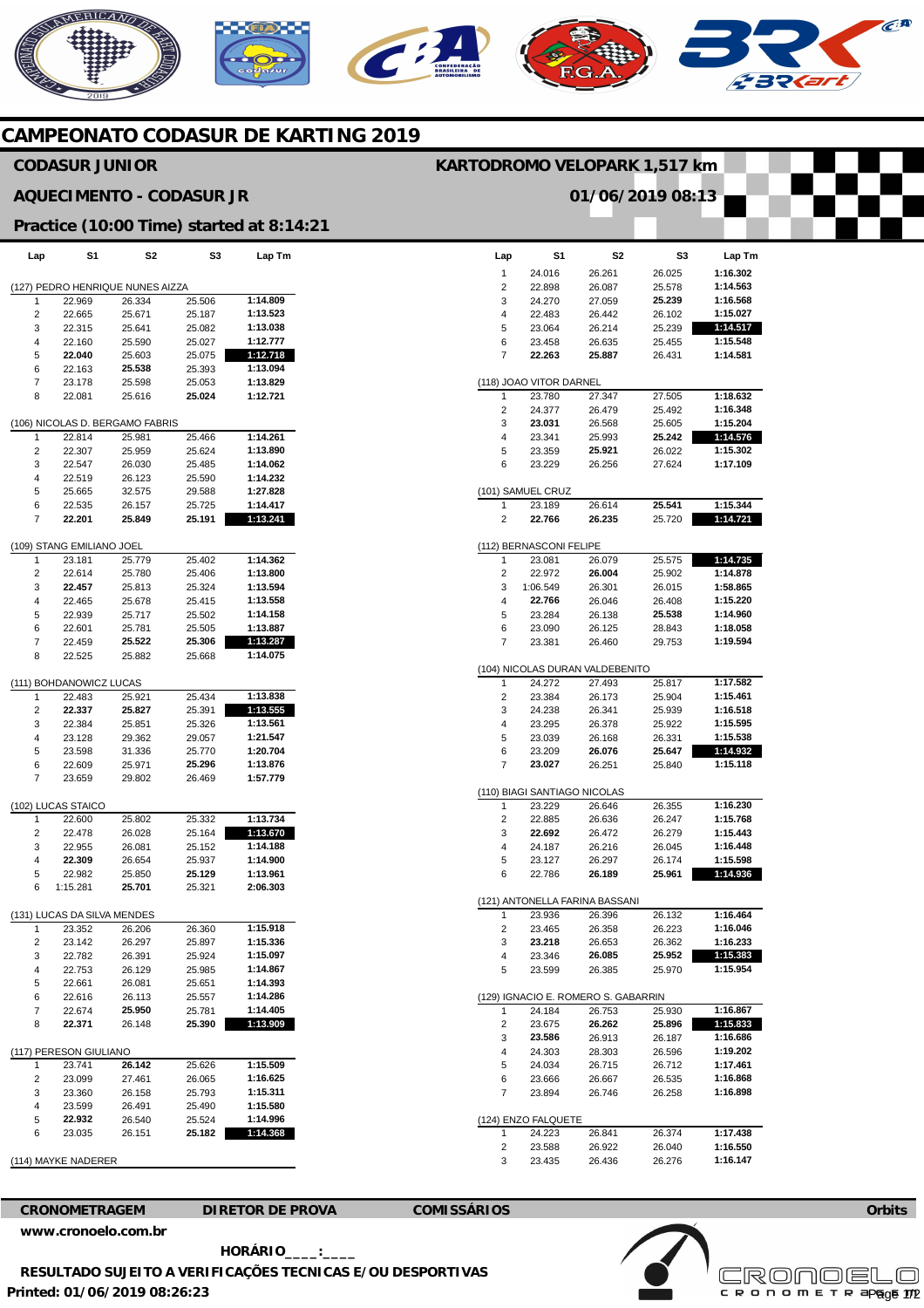# CAMPEONATO CODASUR DE KARTING 2019

## CODASUR JUNIOR

**KARTODROMO VELOPARK 1,517 km**

## AQUECIMENTO - CODASUR JR

**01/06/2019 08:13**

### Practice (10:00 Time) started at 8:14:21

**(127) PEDRO HENRIQUE NUNES AIZZA**

| Lap | S1 | S2 | S3 | Lap Tm |
|---|---|---|---|---|
| 1 | 22.969 | 26.334 | 25.506 | **1:14.809** |
| 2 | 22.665 | 25.671 | 25.187 | **1:13.523** |
| 3 | 22.315 | 25.641 | 25.082 | **1:13.038** |
| 4 | 22.160 | 25.590 | 25.027 | **1:12.777** |
| 5 | **22.040** | 25.603 | 25.075 | **1:12.718** |
| 6 | 22.163 | **25.538** | 25.393 | **1:13.094** |
| 7 | 23.178 | 25.598 | 25.053 | **1:13.829** |
| 8 | 22.081 | 25.616 | **25.024** | **1:12.721** |

**(106) NICOLAS D. BERGAMO FABRIS**

| Lap | S1 | S2 | S3 | Lap Tm |
|---|---|---|---|---|
| 1 | 22.814 | 25.981 | 25.466 | **1:14.261** |
| 2 | 22.307 | 25.959 | 25.624 | **1:13.890** |
| 3 | 22.547 | 26.030 | 25.485 | **1:14.062** |
| 4 | 22.519 | 26.123 | 25.590 | **1:14.232** |
| 5 | 25.665 | 32.575 | 29.588 | **1:27.828** |
| 6 | 22.535 | 26.157 | 25.725 | **1:14.417** |
| 7 | **22.201** | **25.849** | **25.191** | **1:13.241** |

**(109) STANG EMILIANO JOEL**

| Lap | S1 | S2 | S3 | Lap Tm |
|---|---|---|---|---|
| 1 | 23.181 | 25.779 | 25.402 | **1:14.362** |
| 2 | 22.614 | 25.780 | 25.406 | **1:13.800** |
| 3 | **22.457** | 25.813 | 25.324 | **1:13.594** |
| 4 | 22.465 | 25.678 | 25.415 | **1:13.558** |
| 5 | 22.939 | 25.717 | 25.502 | **1:14.158** |
| 6 | 22.601 | 25.781 | 25.505 | **1:13.887** |
| 7 | 22.459 | **25.522** | **25.306** | **1:13.287** |
| 8 | 22.525 | 25.882 | 25.668 | **1:14.075** |

**(111) BOHDANOWICZ LUCAS**

| Lap | S1 | S2 | S3 | Lap Tm |
|---|---|---|---|---|
| 1 | 22.483 | 25.921 | 25.434 | **1:13.838** |
| 2 | **22.337** | **25.827** | 25.391 | **1:13.555** |
| 3 | 22.384 | 25.851 | 25.326 | **1:13.561** |
| 4 | 23.128 | 29.362 | 29.057 | **1:21.547** |
| 5 | 23.598 | 31.336 | 25.770 | **1:20.704** |
| 6 | 22.609 | 25.971 | **25.296** | **1:13.876** |
| 7 | 23.659 | 29.802 | 26.469 | **1:57.779** |

**(102) LUCAS STAICO**

| Lap | S1 | S2 | S3 | Lap Tm |
|---|---|---|---|---|
| 1 | 22.600 | 25.802 | 25.332 | **1:13.734** |
| 2 | 22.478 | 26.028 | 25.164 | **1:13.670** |
| 3 | 22.955 | 26.081 | 25.152 | **1:14.188** |
| 4 | **22.309** | 26.654 | 25.937 | **1:14.900** |
| 5 | 22.982 | 25.850 | **25.129** | **1:13.961** |
| 6 | 1:15.281 | **25.701** | 25.321 | **2:06.303** |

**(131) LUCAS DA SILVA MENDES**

| Lap | S1 | S2 | S3 | Lap Tm |
|---|---|---|---|---|
| 1 | 23.352 | 26.206 | 26.360 | **1:15.918** |
| 2 | 23.142 | 26.297 | 25.897 | **1:15.336** |
| 3 | 22.782 | 26.391 | 25.924 | **1:15.097** |
| 4 | 22.753 | 26.129 | 25.985 | **1:14.867** |
| 5 | 22.661 | 26.081 | 25.651 | **1:14.393** |
| 6 | 22.616 | 26.113 | 25.557 | **1:14.286** |
| 7 | 22.674 | **25.950** | 25.781 | **1:14.405** |
| 8 | **22.371** | 26.148 | **25.390** | **1:13.909** |

**(117) PERESON GIULIANO**

| Lap | S1 | S2 | S3 | Lap Tm |
|---|---|---|---|---|
| 1 | 23.741 | **26.142** | 25.626 | **1:15.509** |
| 2 | 23.099 | 27.461 | 26.065 | **1:16.625** |
| 3 | 23.360 | 26.158 | 25.793 | **1:15.311** |
| 4 | 23.599 | 26.491 | 25.490 | **1:15.580** |
| 5 | **22.932** | 26.540 | 25.524 | **1:14.996** |
| 6 | 23.035 | 26.151 | **25.182** | **1:14.368** |

**(114) MAYKE NADERER**

| Lap | S1 | S2 | S3 | Lap Tm |
|---|---|---|---|---|
| 1 | 24.016 | 26.261 | 26.025 | **1:16.302** |
| 2 | 22.898 | 26.087 | 25.578 | **1:14.563** |
| 3 | 24.270 | 27.059 | **25.239** | **1:16.568** |
| 4 | 22.483 | 26.442 | 26.102 | **1:15.027** |
| 5 | 23.064 | 26.214 | 25.239 | **1:14.517** |
| 6 | 23.458 | 26.635 | 25.455 | **1:15.548** |
| 7 | **22.263** | **25.887** | 26.431 | **1:14.581** |

**(118) JOAO VITOR DARNEL**

| Lap | S1 | S2 | S3 | Lap Tm |
|---|---|---|---|---|
| 1 | 23.780 | 27.347 | 27.505 | **1:18.632** |
| 2 | 24.377 | 26.479 | 25.492 | **1:16.348** |
| 3 | **23.031** | 26.568 | 25.605 | **1:15.204** |
| 4 | 23.341 | 25.993 | **25.242** | **1:14.576** |
| 5 | 23.359 | **25.921** | 26.022 | **1:15.302** |
| 6 | 23.229 | 26.256 | 27.624 | **1:17.109** |

**(101) SAMUEL CRUZ**

| Lap | S1 | S2 | S3 | Lap Tm |
|---|---|---|---|---|
| 1 | 23.189 | 26.614 | **25.541** | **1:15.344** |
| 2 | **22.766** | **26.235** | 25.720 | **1:14.721** |

**(112) BERNASCONI FELIPE**

| Lap | S1 | S2 | S3 | Lap Tm |
|---|---|---|---|---|
| 1 | 23.081 | 26.079 | 25.575 | **1:14.735** |
| 2 | 22.972 | **26.004** | 25.902 | **1:14.878** |
| 3 | 1:06.549 | 26.301 | 26.015 | **1:58.865** |
| 4 | **22.766** | 26.046 | 26.408 | **1:15.220** |
| 5 | 23.284 | 26.138 | **25.538** | **1:14.960** |
| 6 | 23.090 | 26.125 | 28.843 | **1:18.058** |
| 7 | 23.381 | 26.460 | 29.753 | **1:19.594** |

**(104) NICOLAS DURAN VALDEBENITO**

| Lap | S1 | S2 | S3 | Lap Tm |
|---|---|---|---|---|
| 1 | 24.272 | 27.493 | 25.817 | **1:17.582** |
| 2 | 23.384 | 26.173 | 25.904 | **1:15.461** |
| 3 | 24.238 | 26.341 | 25.939 | **1:16.518** |
| 4 | 23.295 | 26.378 | 25.922 | **1:15.595** |
| 5 | 23.039 | 26.168 | 26.331 | **1:15.538** |
| 6 | 23.209 | **26.076** | **25.647** | **1:14.932** |
| 7 | **23.027** | 26.251 | 25.840 | **1:15.118** |

**(110) BIAGI SANTIAGO NICOLAS**

| Lap | S1 | S2 | S3 | Lap Tm |
|---|---|---|---|---|
| 1 | 23.229 | 26.646 | 26.355 | **1:16.230** |
| 2 | 22.885 | 26.636 | 26.247 | **1:15.768** |
| 3 | **22.692** | 26.472 | 26.279 | **1:15.443** |
| 4 | 24.187 | 26.216 | 26.045 | **1:16.448** |
| 5 | 23.127 | 26.297 | 26.174 | **1:15.598** |
| 6 | 22.786 | **26.189** | **25.961** | **1:14.936** |

**(121) ANTONELLA FARINA BASSANI**

| Lap | S1 | S2 | S3 | Lap Tm |
|---|---|---|---|---|
| 1 | 23.936 | 26.396 | 26.132 | **1:16.464** |
| 2 | 23.465 | 26.358 | 26.223 | **1:16.046** |
| 3 | **23.218** | 26.653 | 26.362 | **1:16.233** |
| 4 | 23.346 | **26.085** | **25.952** | **1:15.383** |
| 5 | 23.599 | 26.385 | 25.970 | **1:15.954** |

**(129) IGNACIO E. ROMERO S. GABARRIN**

| Lap | S1 | S2 | S3 | Lap Tm |
|---|---|---|---|---|
| 1 | 24.184 | 26.753 | 25.930 | **1:16.867** |
| 2 | 23.675 | **26.262** | **25.896** | **1:15.833** |
| 3 | **23.586** | 26.913 | 26.187 | **1:16.686** |
| 4 | 24.303 | 28.303 | 26.596 | **1:19.202** |
| 5 | 24.034 | 26.715 | 26.712 | **1:17.461** |
| 6 | 23.666 | 26.667 | 26.535 | **1:16.868** |
| 7 | 23.894 | 26.746 | 26.258 | **1:16.898** |

**(124) ENZO FALQUETE**

| Lap | S1 | S2 | S3 | Lap Tm |
|---|---|---|---|---|
| 1 | 24.223 | 26.841 | 26.374 | **1:17.438** |
| 2 | 23.588 | 26.922 | 26.040 | **1:16.550** |
| 3 | 23.435 | 26.436 | 26.276 | **1:16.147** |

**CRONOMETRAGEM** **DIRETOR DE PROVA** **COMISSÁRIOS** **Orbits**

**www.cronoelo.com.br**

**HORÁRIO____:____**

**RESULTADO SUJEITO A VERIFICAÇÕES TECNICAS E/OU DESPORTIVAS**

**Printed: 01/06/2019 08:26:23**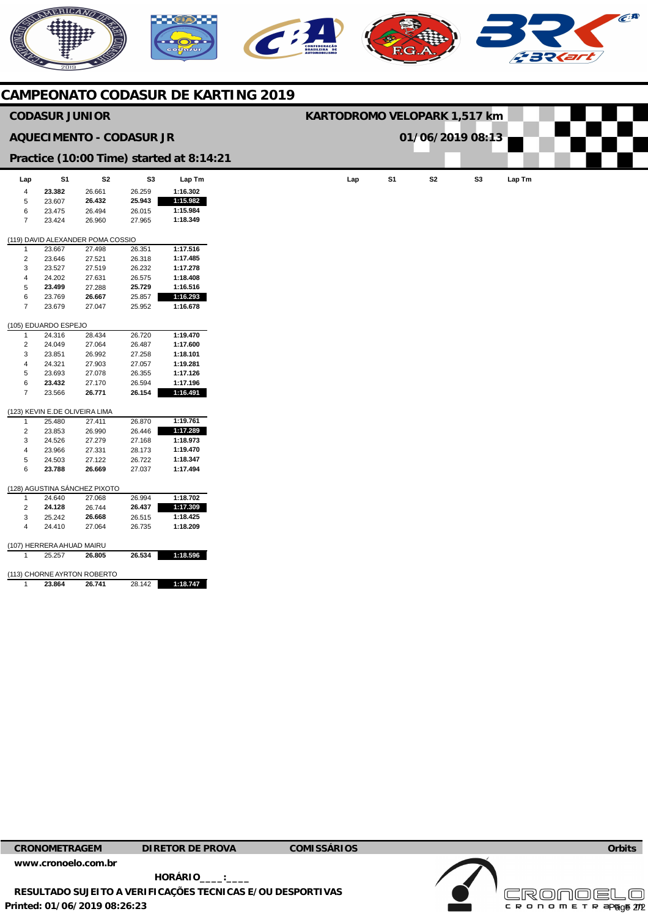## CAMPEONATO CODASUR DE KARTING 2019

**CODASUR JUNIOR** — **KARTODROMO VELOPARK 1,517 km**

**AQUECIMENTO - CODASUR JR** — **01/06/2019 08:13**

**Practice (10:00 Time) started at 8:14:21**

| Lap | S1 | S2 | S3 | Lap Tm |
|---|---|---|---|---|
| 4 | **23.382** | 26.661 | 26.259 | **1:16.302** |
| 5 | 23.607 | **26.432** | **25.943** | **1:15.982** |
| 6 | 23.475 | 26.494 | 26.015 | **1:15.984** |
| 7 | 23.424 | 26.960 | 27.965 | **1:18.349** |

(119) DAVID ALEXANDER POMA COSSIO

| Lap | S1 | S2 | S3 | Lap Tm |
|---|---|---|---|---|
| 1 | 23.667 | 27.498 | 26.351 | **1:17.516** |
| 2 | 23.646 | 27.521 | 26.318 | **1:17.485** |
| 3 | 23.527 | 27.519 | 26.232 | **1:17.278** |
| 4 | 24.202 | 27.631 | 26.575 | **1:18.408** |
| 5 | **23.499** | 27.288 | **25.729** | **1:16.516** |
| 6 | 23.769 | **26.667** | 25.857 | **1:16.293** |
| 7 | 23.679 | 27.047 | 25.952 | **1:16.678** |

(105) EDUARDO ESPEJO

| Lap | S1 | S2 | S3 | Lap Tm |
|---|---|---|---|---|
| 1 | 24.316 | 28.434 | 26.720 | **1:19.470** |
| 2 | 24.049 | 27.064 | 26.487 | **1:17.600** |
| 3 | 23.851 | 26.992 | 27.258 | **1:18.101** |
| 4 | 24.321 | 27.903 | 27.057 | **1:19.281** |
| 5 | 23.693 | 27.078 | 26.355 | **1:17.126** |
| 6 | **23.432** | 27.170 | 26.594 | **1:17.196** |
| 7 | 23.566 | **26.771** | **26.154** | **1:16.491** |

(123) KEVIN E.DE OLIVEIRA LIMA

| Lap | S1 | S2 | S3 | Lap Tm |
|---|---|---|---|---|
| 1 | 25.480 | 27.411 | 26.870 | **1:19.761** |
| 2 | 23.853 | 26.990 | 26.446 | **1:17.289** |
| 3 | 24.526 | 27.279 | 27.168 | **1:18.973** |
| 4 | 23.966 | 27.331 | 28.173 | **1:19.470** |
| 5 | 24.503 | 27.122 | 26.722 | **1:18.347** |
| 6 | **23.788** | **26.669** | 27.037 | **1:17.494** |

(128) AGUSTINA SÁNCHEZ PIXOTO

| Lap | S1 | S2 | S3 | Lap Tm |
|---|---|---|---|---|
| 1 | 24.640 | 27.068 | 26.994 | **1:18.702** |
| 2 | **24.128** | 26.744 | **26.437** | **1:17.309** |
| 3 | 25.242 | **26.668** | 26.515 | **1:18.425** |
| 4 | 24.410 | 27.064 | 26.735 | **1:18.209** |

(107) HERRERA AHUAD MAIRU

| Lap | S1 | S2 | S3 | Lap Tm |
|---|---|---|---|---|
| 1 | 25.257 | **26.805** | **26.534** | **1:18.596** |

(113) CHORNE AYRTON ROBERTO

| Lap | S1 | S2 | S3 | Lap Tm |
|---|---|---|---|---|
| 1 | **23.864** | **26.741** | 28.142 | **1:18.747** |

**CRONOMETRAGEM** **DIRETOR DE PROVA** **COMISSÁRIOS** **Orbits**

**www.cronoelo.com.br**

**HORÁRIO____:____**

**RESULTADO SUJEITO A VERIFICAÇÕES TECNICAS E/OU DESPORTIVAS**

**Printed: 01/06/2019 08:26:23**